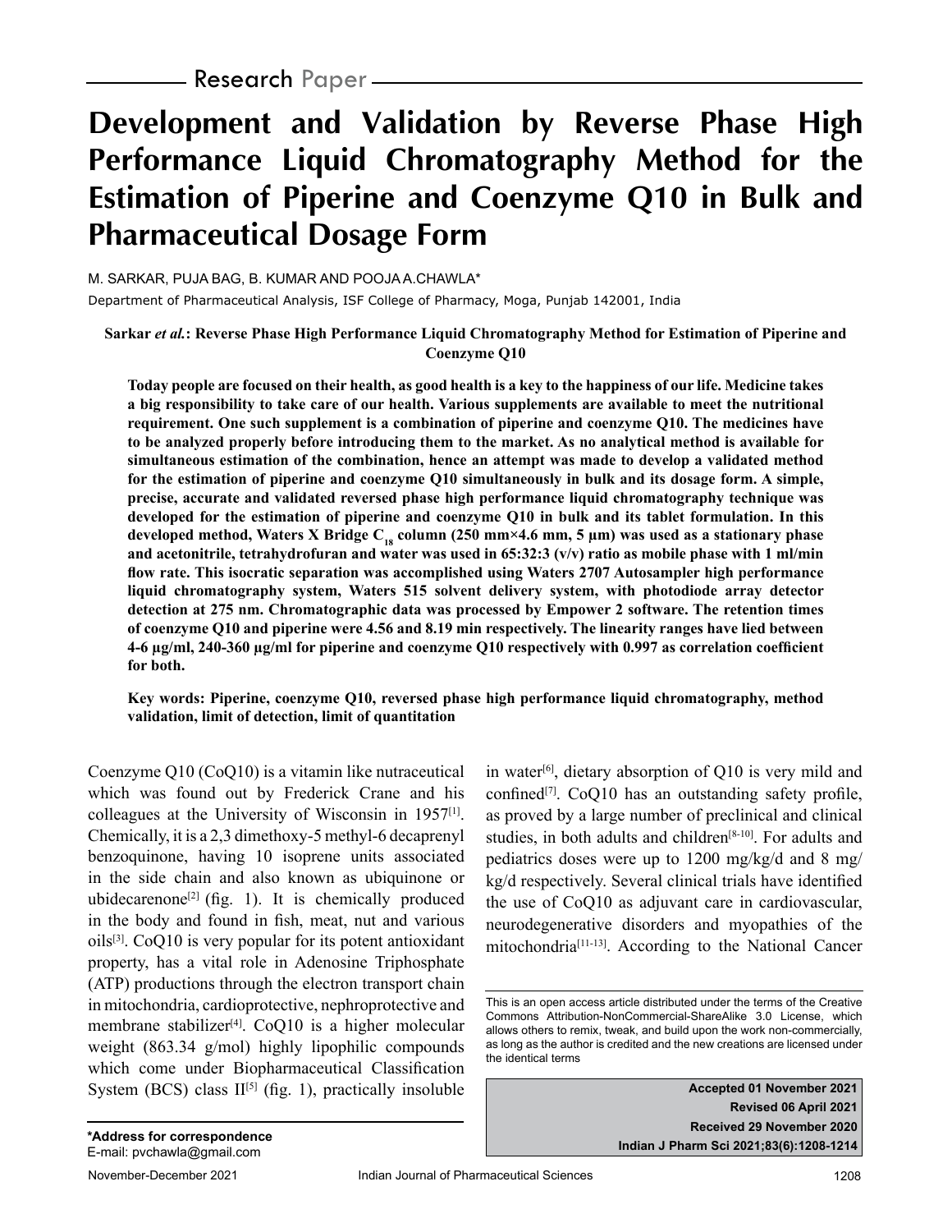Research Paper

# Development and Validation by Reverse Phase High Performance Liquid Chromatography Method for the Estimation of Piperine and Coenzyme Q10 in Bulk and Pharmaceutical Dosage Form

M. SARKAR, PUJA BAG, B. KUMAR AND POOJA A.CHAWLA*

Department of Pharmaceutical Analysis, ISF College of Pharmacy, Moga, Punjab 142001, India

**Sarkar *et al.*: Reverse Phase High Performance Liquid Chromatography Method for Estimation of Piperine and Coenzyme Q10**

**Today people are focused on their health, as good health is a key to the happiness of our life. Medicine takes a big responsibility to take care of our health. Various supplements are available to meet the nutritional requirement. One such supplement is a combination of piperine and coenzyme Q10. The medicines have to be analyzed properly before introducing them to the market. As no analytical method is available for simultaneous estimation of the combination, hence an attempt was made to develop a validated method for the estimation of piperine and coenzyme Q10 simultaneously in bulk and its dosage form. A simple, precise, accurate and validated reversed phase high performance liquid chromatography technique was developed for the estimation of piperine and coenzyme Q10 in bulk and its tablet formulation. In this developed method, Waters X Bridge $C_{18}$ column (250 mm×4.6 mm, 5 µm) was used as a stationary phase and acetonitrile, tetrahydrofuran and water was used in 65:32:3 (v/v) ratio as mobile phase with 1 ml/min flow rate. This isocratic separation was accomplished using Waters 2707 Autosampler high performance liquid chromatography system, Waters 515 solvent delivery system, with photodiode array detector detection at 275 nm. Chromatographic data was processed by Empower 2 software. The retention times of coenzyme Q10 and piperine were 4.56 and 8.19 min respectively. The linearity ranges have lied between 4-6 µg/ml, 240-360 µg/ml for piperine and coenzyme Q10 respectively with 0.997 as correlation coefficient for both.**

**Key words: Piperine, coenzyme Q10, reversed phase high performance liquid chromatography, method validation, limit of detection, limit of quantitation**

Coenzyme Q10 (CoQ10) is a vitamin like nutraceutical which was found out by Frederick Crane and his colleagues at the University of Wisconsin in 1957[1]. Chemically, it is a 2,3 dimethoxy-5 methyl-6 decaprenyl benzoquinone, having 10 isoprene units associated in the side chain and also known as ubiquinone or ubidecarenone[2] (fig. 1). It is chemically produced in the body and found in fish, meat, nut and various oils[3]. CoQ10 is very popular for its potent antioxidant property, has a vital role in Adenosine Triphosphate (ATP) productions through the electron transport chain in mitochondria, cardioprotective, nephroprotective and membrane stabilizer[4]. CoQ10 is a higher molecular weight (863.34 g/mol) highly lipophilic compounds which come under Biopharmaceutical Classification System (BCS) class II[5] (fig. 1), practically insoluble in water[6], dietary absorption of Q10 is very mild and confined[7]. CoQ10 has an outstanding safety profile, as proved by a large number of preclinical and clinical studies, in both adults and children[8-10]. For adults and pediatrics doses were up to 1200 mg/kg/d and 8 mg/kg/d respectively. Several clinical trials have identified the use of CoQ10 as adjuvant care in cardiovascular, neurodegenerative disorders and myopathies of the mitochondria[11-13]. According to the National Cancer

This is an open access article distributed under the terms of the Creative Commons Attribution-NonCommercial-ShareAlike 3.0 License, which allows others to remix, tweak, and build upon the work non-commercially, as long as the author is credited and the new creations are licensed under the identical terms

**Accepted 01 November 2021**
**Revised 06 April 2021**
**Received 29 November 2020**

***Address for correspondence**
E-mail: pvchawla@gmail.com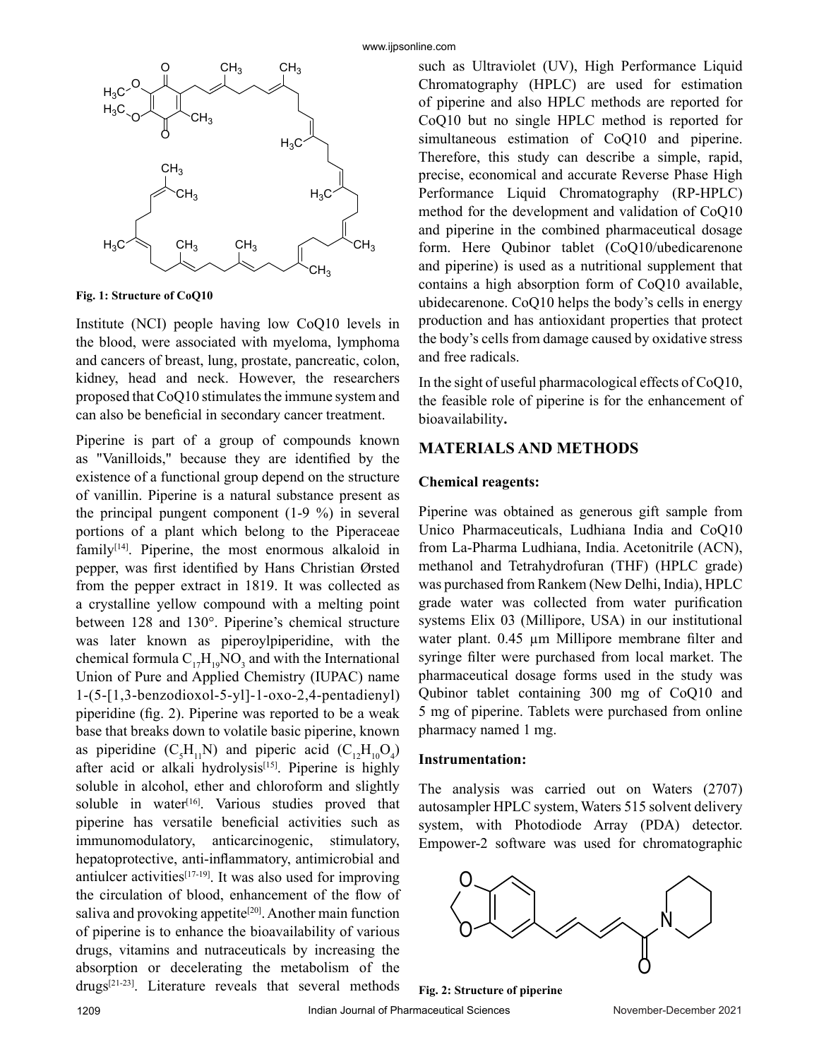Fig. 1: Structure of CoQ10

Institute (NCI) people having low CoQ10 levels in the blood, were associated with myeloma, lymphoma and cancers of breast, lung, prostate, pancreatic, colon, kidney, head and neck. However, the researchers proposed that CoQ10 stimulates the immune system and can also be beneficial in secondary cancer treatment.

Piperine is part of a group of compounds known as "Vanilloids," because they are identified by the existence of a functional group depend on the structure of vanillin. Piperine is a natural substance present as the principal pungent component (1-9 %) in several portions of a plant which belong to the Piperaceae family[14]. Piperine, the most enormous alkaloid in pepper, was first identified by Hans Christian Ørsted from the pepper extract in 1819. It was collected as a crystalline yellow compound with a melting point between 128 and 130°. Piperine's chemical structure was later known as piperoylpiperidine, with the chemical formula $C_{17}H_{19}NO_3$ and with the International Union of Pure and Applied Chemistry (IUPAC) name 1-(5-[1,3-benzodioxol-5-yl]-1-oxo-2,4-pentadienyl) piperidine (fig. 2). Piperine was reported to be a weak base that breaks down to volatile basic piperine, known as piperidine ($C_5H_{11}N$) and piperic acid ($C_{12}H_{10}O_4$) after acid or alkali hydrolysis[15]. Piperine is highly soluble in alcohol, ether and chloroform and slightly soluble in water[16]. Various studies proved that piperine has versatile beneficial activities such as immunomodulatory, anticarcinogenic, stimulatory, hepatoprotective, anti-inflammatory, antimicrobial and antiulcer activities[17-19]. It was also used for improving the circulation of blood, enhancement of the flow of saliva and provoking appetite[20]. Another main function of piperine is to enhance the bioavailability of various drugs, vitamins and nutraceuticals by increasing the absorption or decelerating the metabolism of the drugs[21-23]. Literature reveals that several methods such as Ultraviolet (UV), High Performance Liquid Chromatography (HPLC) are used for estimation of piperine and also HPLC methods are reported for CoQ10 but no single HPLC method is reported for simultaneous estimation of CoQ10 and piperine. Therefore, this study can describe a simple, rapid, precise, economical and accurate Reverse Phase High Performance Liquid Chromatography (RP-HPLC) method for the development and validation of CoQ10 and piperine in the combined pharmaceutical dosage form. Here Qubinor tablet (CoQ10/ubedicarenone and piperine) is used as a nutritional supplement that contains a high absorption form of CoQ10 available, ubidecarenone. CoQ10 helps the body's cells in energy production and has antioxidant properties that protect the body's cells from damage caused by oxidative stress and free radicals.

In the sight of useful pharmacological effects of CoQ10, the feasible role of piperine is for the enhancement of bioavailability**.**

## MATERIALS AND METHODS

### Chemical reagents:

Piperine was obtained as generous gift sample from Unico Pharmaceuticals, Ludhiana India and CoQ10 from La-Pharma Ludhiana, India. Acetonitrile (ACN), methanol and Tetrahydrofuran (THF) (HPLC grade) was purchased from Rankem (New Delhi, India), HPLC grade water was collected from water purification systems Elix 03 (Millipore, USA) in our institutional water plant. 0.45 µm Millipore membrane filter and syringe filter were purchased from local market. The pharmaceutical dosage forms used in the study was Qubinor tablet containing 300 mg of CoQ10 and 5 mg of piperine. Tablets were purchased from online pharmacy named 1 mg.

### Instrumentation:

The analysis was carried out on Waters (2707) autosampler HPLC system, Waters 515 solvent delivery system, with Photodiode Array (PDA) detector. Empower-2 software was used for chromatographic

Fig. 2: Structure of piperine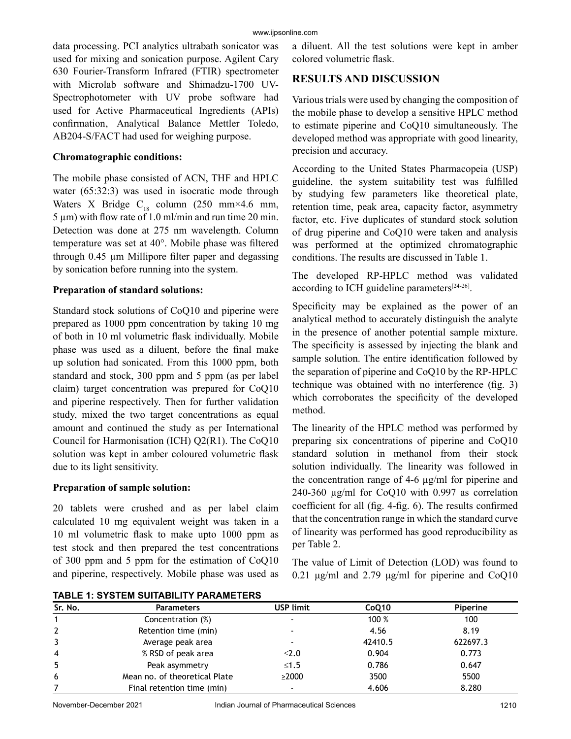data processing. PCI analytics ultrabath sonicator was used for mixing and sonication purpose. Agilent Cary 630 Fourier-Transform Infrared (FTIR) spectrometer with Microlab software and Shimadzu-1700 UV-Spectrophotometer with UV probe software had used for Active Pharmaceutical Ingredients (APIs) confirmation, Analytical Balance Mettler Toledo, AB204-S/FACT had used for weighing purpose.

**Chromatographic conditions:**

The mobile phase consisted of ACN, THF and HPLC water (65:32:3) was used in isocratic mode through Waters X Bridge $C_{18}$ column (250 mm×4.6 mm, 5 µm) with flow rate of 1.0 ml/min and run time 20 min. Detection was done at 275 nm wavelength. Column temperature was set at 40°. Mobile phase was filtered through 0.45 µm Millipore filter paper and degassing by sonication before running into the system.

**Preparation of standard solutions:**

Standard stock solutions of CoQ10 and piperine were prepared as 1000 ppm concentration by taking 10 mg of both in 10 ml volumetric flask individually. Mobile phase was used as a diluent, before the final make up solution had sonicated. From this 1000 ppm, both standard and stock, 300 ppm and 5 ppm (as per label claim) target concentration was prepared for CoQ10 and piperine respectively. Then for further validation study, mixed the two target concentrations as equal amount and continued the study as per International Council for Harmonisation (ICH) Q2(R1). The CoQ10 solution was kept in amber coloured volumetric flask due to its light sensitivity.

**Preparation of sample solution:**

20 tablets were crushed and as per label claim calculated 10 mg equivalent weight was taken in a 10 ml volumetric flask to make upto 1000 ppm as test stock and then prepared the test concentrations of 300 ppm and 5 ppm for the estimation of CoQ10 and piperine, respectively. Mobile phase was used as a diluent. All the test solutions were kept in amber colored volumetric flask.

## RESULTS AND DISCUSSION

Various trials were used by changing the composition of the mobile phase to develop a sensitive HPLC method to estimate piperine and CoQ10 simultaneously. The developed method was appropriate with good linearity, precision and accuracy.

According to the United States Pharmacopeia (USP) guideline, the system suitability test was fulfilled by studying few parameters like theoretical plate, retention time, peak area, capacity factor, asymmetry factor, etc. Five duplicates of standard stock solution of drug piperine and CoQ10 were taken and analysis was performed at the optimized chromatographic conditions. The results are discussed in Table 1.

The developed RP-HPLC method was validated according to ICH guideline parameters[24-26].

Specificity may be explained as the power of an analytical method to accurately distinguish the analyte in the presence of another potential sample mixture. The specificity is assessed by injecting the blank and sample solution. The entire identification followed by the separation of piperine and CoQ10 by the RP-HPLC technique was obtained with no interference (fig. 3) which corroborates the specificity of the developed method.

The linearity of the HPLC method was performed by preparing six concentrations of piperine and CoQ10 standard solution in methanol from their stock solution individually. The linearity was followed in the concentration range of 4-6 µg/ml for piperine and 240-360 µg/ml for CoQ10 with 0.997 as correlation coefficient for all (fig. 4-fig. 6). The results confirmed that the concentration range in which the standard curve of linearity was performed has good reproducibility as per Table 2.

The value of Limit of Detection (LOD) was found to 0.21 µg/ml and 2.79 µg/ml for piperine and CoQ10

**TABLE 1: SYSTEM SUITABILITY PARAMETERS**

| Sr. No. | Parameters | USP limit | CoQ10 | Piperine |
|---|---|---|---|---|
| 1 | Concentration (%) | - | 100 % | 100 |
| 2 | Retention time (min) | - | 4.56 | 8.19 |
| 3 | Average peak area | - | 42410.5 | 622697.3 |
| 4 | % RSD of peak area | ≤2.0 | 0.904 | 0.773 |
| 5 | Peak asymmetry | ≤1.5 | 0.786 | 0.647 |
| 6 | Mean no. of theoretical Plate | ≥2000 | 3500 | 5500 |
| 7 | Final retention time (min) | - | 4.606 | 8.280 |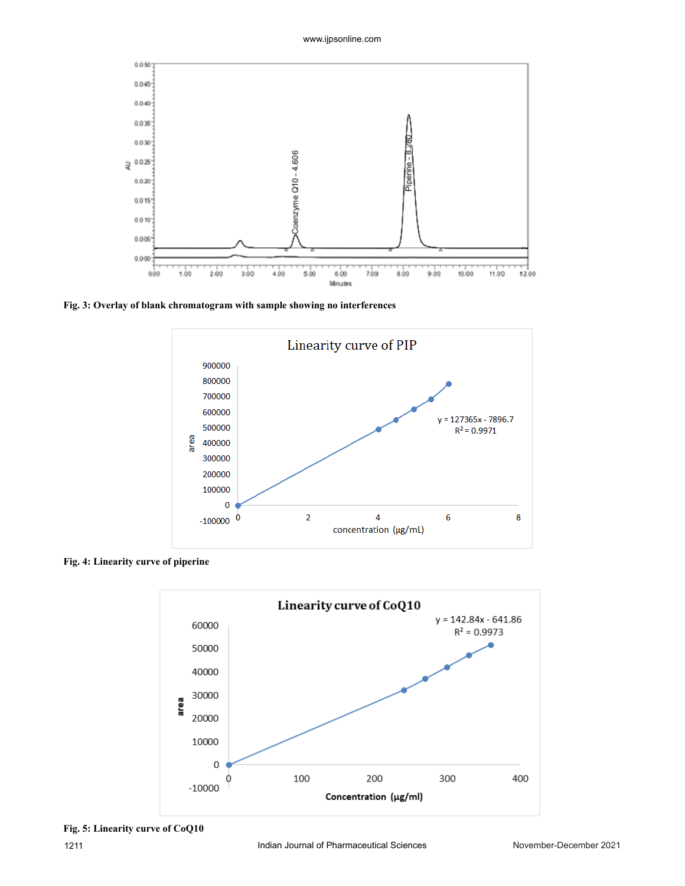Fig. 3: Overlay of blank chromatogram with sample showing no interferences

Fig. 4: Linearity curve of piperine

Fig. 5: Linearity curve of CoQ10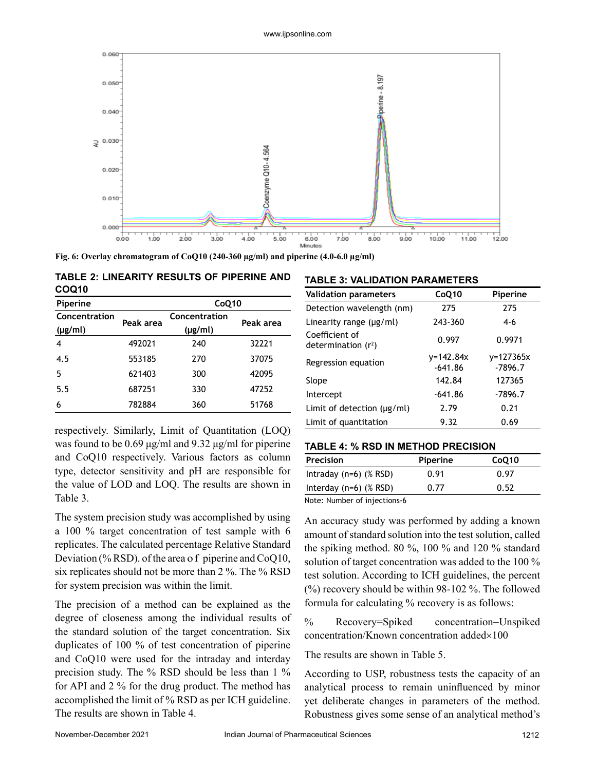Fig. 6: Overlay chromatogram of CoQ10 (240-360 µg/ml) and piperine (4.0-6.0 µg/ml)

**TABLE 2: LINEARITY RESULTS OF PIPERINE AND COQ10**

| Piperine | | CoQ10 | |
|---|---|---|---|
| Concentration (µg/ml) | Peak area | Concentration (µg/ml) | Peak area |
| 4 | 492021 | 240 | 32221 |
| 4.5 | 553185 | 270 | 37075 |
| 5 | 621403 | 300 | 42095 |
| 5.5 | 687251 | 330 | 47252 |
| 6 | 782884 | 360 | 51768 |

respectively. Similarly, Limit of Quantitation (LOQ) was found to be 0.69 µg/ml and 9.32 µg/ml for piperine and CoQ10 respectively. Various factors as column type, detector sensitivity and pH are responsible for the value of LOD and LOQ. The results are shown in Table 3.

The system precision study was accomplished by using a 100 % target concentration of test sample with 6 replicates. The calculated percentage Relative Standard Deviation (% RSD). of the area o f piperine and CoQ10, six replicates should not be more than 2 %. The % RSD for system precision was within the limit.

The precision of a method can be explained as the degree of closeness among the individual results of the standard solution of the target concentration. Six duplicates of 100 % of test concentration of piperine and CoQ10 were used for the intraday and interday precision study. The % RSD should be less than 1 % for API and 2 % for the drug product. The method has accomplished the limit of % RSD as per ICH guideline. The results are shown in Table 4.

**TABLE 3: VALIDATION PARAMETERS**

| Validation parameters | CoQ10 | Piperine |
|---|---|---|
| Detection wavelength (nm) | 275 | 275 |
| Linearity range (µg/ml) | 243-360 | 4-6 |
| Coefficient of determination ($r^2$) | 0.997 | 0.9971 |
| Regression equation | y=142.84x -641.86 | y=127365x -7896.7 |
| Slope | 142.84 | 127365 |
| Intercept | -641.86 | -7896.7 |
| Limit of detection (µg/ml) | 2.79 | 0.21 |
| Limit of quantitation | 9.32 | 0.69 |

**TABLE 4: % RSD IN METHOD PRECISION**

| Precision | Piperine | CoQ10 |
|---|---|---|
| Intraday (n=6) (% RSD) | 0.91 | 0.97 |
| Interday (n=6) (% RSD) | 0.77 | 0.52 |

Note: Number of injections-6

An accuracy study was performed by adding a known amount of standard solution into the test solution, called the spiking method. 80 %, 100 % and 120 % standard solution of target concentration was added to the 100 % test solution. According to ICH guidelines, the percent (%) recovery should be within 98-102 %. The followed formula for calculating % recovery is as follows:

% Recovery=Spiked concentration−Unspiked concentration/Known concentration added×100

The results are shown in Table 5.

According to USP, robustness tests the capacity of an analytical process to remain uninfluenced by minor yet deliberate changes in parameters of the method. Robustness gives some sense of an analytical method's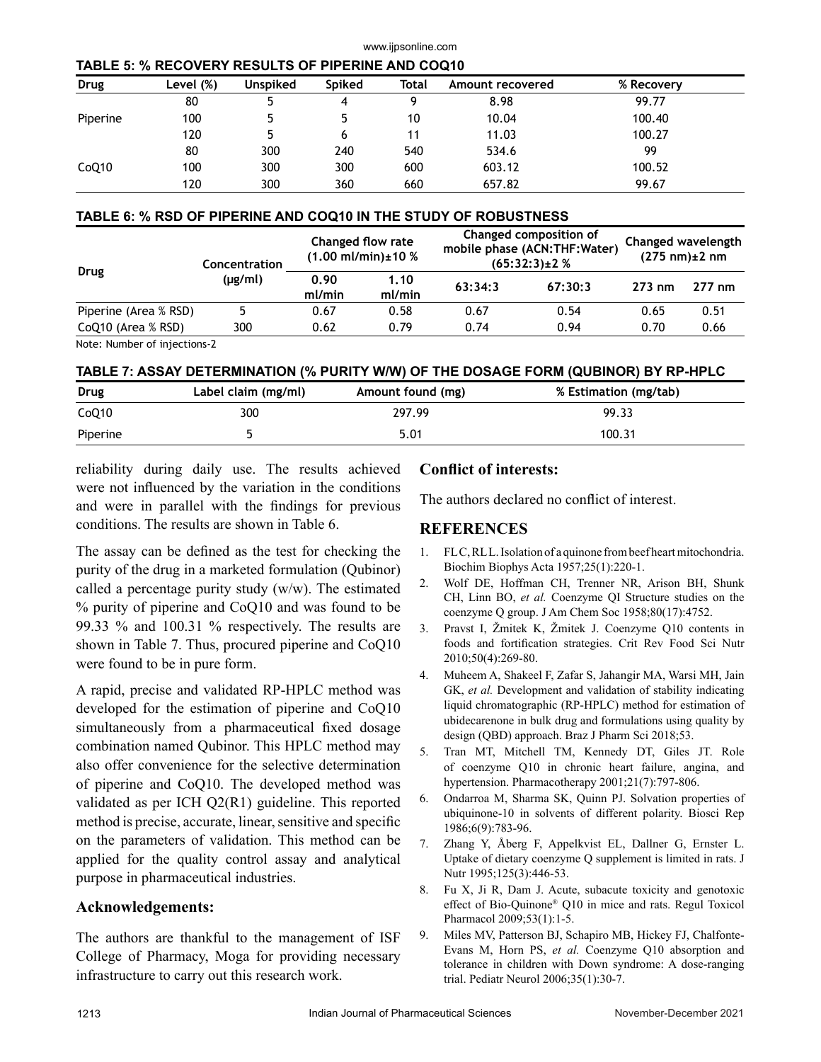**TABLE 5: % RECOVERY RESULTS OF PIPERINE AND COQ10**

| Drug | Level (%) | Unspiked | Spiked | Total | Amount recovered | % Recovery |
|---|---|---|---|---|---|---|
| Piperine | 80 | 5 | 4 | 9 | 8.98 | 99.77 |
| | 100 | 5 | 5 | 10 | 10.04 | 100.40 |
| | 120 | 5 | 6 | 11 | 11.03 | 100.27 |
| CoQ10 | 80 | 300 | 240 | 540 | 534.6 | 99 |
| | 100 | 300 | 300 | 600 | 603.12 | 100.52 |
| | 120 | 300 | 360 | 660 | 657.82 | 99.67 |

**TABLE 6: % RSD OF PIPERINE AND COQ10 IN THE STUDY OF ROBUSTNESS**

| Drug | Concentration (µg/ml) | Changed flow rate (1.00 ml/min)±10 % | | Changed composition of mobile phase (ACN:THF:Water) (65:32:3)±2 % | | Changed wavelength (275 nm)±2 nm | |
|---|---|---|---|---|---|---|---|
| | | 0.90 ml/min | 1.10 ml/min | 63:34:3 | 67:30:3 | 273 nm | 277 nm |
| Piperine (Area % RSD) | 5 | 0.67 | 0.58 | 0.67 | 0.54 | 0.65 | 0.51 |
| CoQ10 (Area % RSD) | 300 | 0.62 | 0.79 | 0.74 | 0.94 | 0.70 | 0.66 |

Note: Number of injections-2

**TABLE 7: ASSAY DETERMINATION (% PURITY W/W) OF THE DOSAGE FORM (QUBINOR) BY RP-HPLC**

| Drug | Label claim (mg/ml) | Amount found (mg) | % Estimation (mg/tab) |
|---|---|---|---|
| CoQ10 | 300 | 297.99 | 99.33 |
| Piperine | 5 | 5.01 | 100.31 |

reliability during daily use. The results achieved were not influenced by the variation in the conditions and were in parallel with the findings for previous conditions. The results are shown in Table 6.

The assay can be defined as the test for checking the purity of the drug in a marketed formulation (Qubinor) called a percentage purity study (w/w). The estimated % purity of piperine and CoQ10 and was found to be 99.33 % and 100.31 % respectively. The results are shown in Table 7. Thus, procured piperine and CoQ10 were found to be in pure form.

A rapid, precise and validated RP-HPLC method was developed for the estimation of piperine and CoQ10 simultaneously from a pharmaceutical fixed dosage combination named Qubinor. This HPLC method may also offer convenience for the selective determination of piperine and CoQ10. The developed method was validated as per ICH Q2(R1) guideline. This reported method is precise, accurate, linear, sensitive and specific on the parameters of validation. This method can be applied for the quality control assay and analytical purpose in pharmaceutical industries.

## Acknowledgements:

The authors are thankful to the management of ISF College of Pharmacy, Moga for providing necessary infrastructure to carry out this research work.

## Conflict of interests:

The authors declared no conflict of interest.

## REFERENCES

1. FL C, RL L. Isolation of a quinone from beef heart mitochondria. Biochim Biophys Acta 1957;25(1):220-1.
2. Wolf DE, Hoffman CH, Trenner NR, Arison BH, Shunk CH, Linn BO, *et al.* Coenzyme QI Structure studies on the coenzyme Q group. J Am Chem Soc 1958;80(17):4752.
3. Pravst I, Žmitek K, Žmitek J. Coenzyme Q10 contents in foods and fortification strategies. Crit Rev Food Sci Nutr 2010;50(4):269-80.
4. Muheem A, Shakeel F, Zafar S, Jahangir MA, Warsi MH, Jain GK, *et al.* Development and validation of stability indicating liquid chromatographic (RP-HPLC) method for estimation of ubidecarenone in bulk drug and formulations using quality by design (QBD) approach. Braz J Pharm Sci 2018;53.
5. Tran MT, Mitchell TM, Kennedy DT, Giles JT. Role of coenzyme Q10 in chronic heart failure, angina, and hypertension. Pharmacotherapy 2001;21(7):797-806.
6. Ondarroa M, Sharma SK, Quinn PJ. Solvation properties of ubiquinone-10 in solvents of different polarity. Biosci Rep 1986;6(9):783-96.
7. Zhang Y, Åberg F, Appelkvist EL, Dallner G, Ernster L. Uptake of dietary coenzyme Q supplement is limited in rats. J Nutr 1995;125(3):446-53.
8. Fu X, Ji R, Dam J. Acute, subacute toxicity and genotoxic effect of Bio-Quinone® Q10 in mice and rats. Regul Toxicol Pharmacol 2009;53(1):1-5.
9. Miles MV, Patterson BJ, Schapiro MB, Hickey FJ, Chalfonte-Evans M, Horn PS, *et al.* Coenzyme Q10 absorption and tolerance in children with Down syndrome: A dose-ranging trial. Pediatr Neurol 2006;35(1):30-7.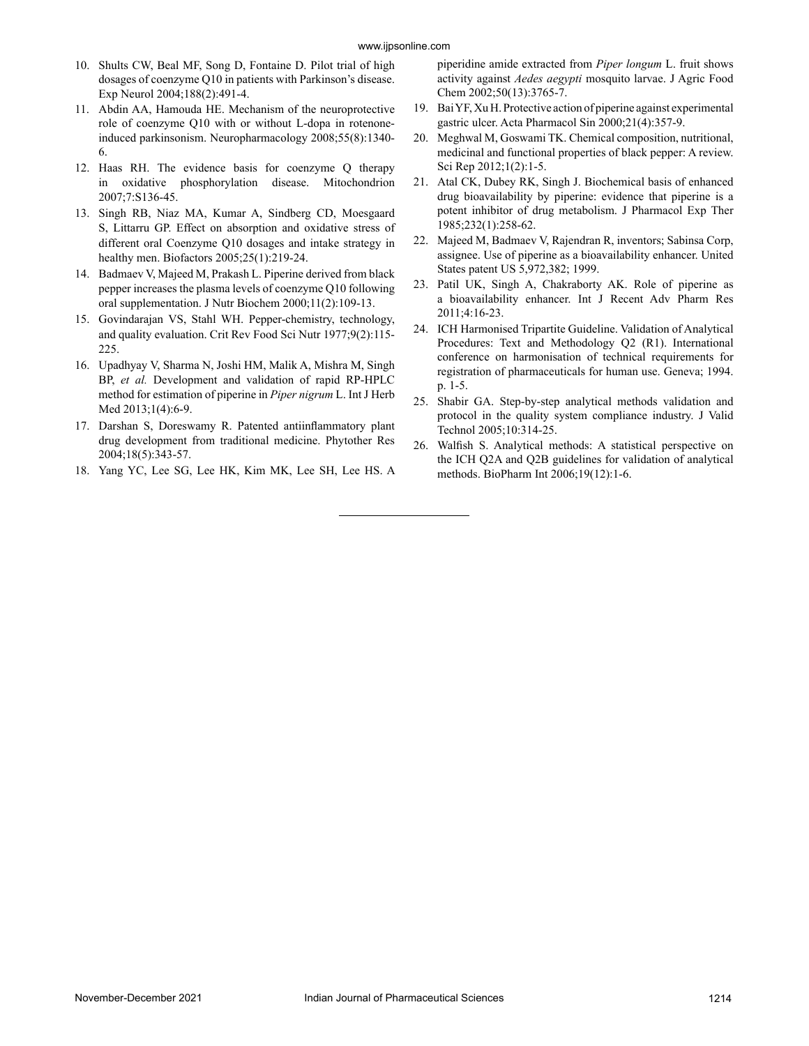10. Shults CW, Beal MF, Song D, Fontaine D. Pilot trial of high dosages of coenzyme Q10 in patients with Parkinson's disease. Exp Neurol 2004;188(2):491-4.
11. Abdin AA, Hamouda HE. Mechanism of the neuroprotective role of coenzyme Q10 with or without L-dopa in rotenone-induced parkinsonism. Neuropharmacology 2008;55(8):1340-6.
12. Haas RH. The evidence basis for coenzyme Q therapy in oxidative phosphorylation disease. Mitochondrion 2007;7:S136-45.
13. Singh RB, Niaz MA, Kumar A, Sindberg CD, Moesgaard S, Littarru GP. Effect on absorption and oxidative stress of different oral Coenzyme Q10 dosages and intake strategy in healthy men. Biofactors 2005;25(1):219-24.
14. Badmaev V, Majeed M, Prakash L. Piperine derived from black pepper increases the plasma levels of coenzyme Q10 following oral supplementation. J Nutr Biochem 2000;11(2):109-13.
15. Govindarajan VS, Stahl WH. Pepper-chemistry, technology, and quality evaluation. Crit Rev Food Sci Nutr 1977;9(2):115-225.
16. Upadhyay V, Sharma N, Joshi HM, Malik A, Mishra M, Singh BP, *et al.* Development and validation of rapid RP-HPLC method for estimation of piperine in *Piper nigrum* L. Int J Herb Med 2013;1(4):6-9.
17. Darshan S, Doreswamy R. Patented antiinflammatory plant drug development from traditional medicine. Phytother Res 2004;18(5):343-57.
18. Yang YC, Lee SG, Lee HK, Kim MK, Lee SH, Lee HS. A piperidine amide extracted from *Piper longum* L. fruit shows activity against *Aedes aegypti* mosquito larvae. J Agric Food Chem 2002;50(13):3765-7.
19. Bai YF, Xu H. Protective action of piperine against experimental gastric ulcer. Acta Pharmacol Sin 2000;21(4):357-9.
20. Meghwal M, Goswami TK. Chemical composition, nutritional, medicinal and functional properties of black pepper: A review. Sci Rep 2012;1(2):1-5.
21. Atal CK, Dubey RK, Singh J. Biochemical basis of enhanced drug bioavailability by piperine: evidence that piperine is a potent inhibitor of drug metabolism. J Pharmacol Exp Ther 1985;232(1):258-62.
22. Majeed M, Badmaev V, Rajendran R, inventors; Sabinsa Corp, assignee. Use of piperine as a bioavailability enhancer. United States patent US 5,972,382; 1999.
23. Patil UK, Singh A, Chakraborty AK. Role of piperine as a bioavailability enhancer. Int J Recent Adv Pharm Res 2011;4:16-23.
24. ICH Harmonised Tripartite Guideline. Validation of Analytical Procedures: Text and Methodology Q2 (R1). International conference on harmonisation of technical requirements for registration of pharmaceuticals for human use. Geneva; 1994. p. 1-5.
25. Shabir GA. Step-by-step analytical methods validation and protocol in the quality system compliance industry. J Valid Technol 2005;10:314-25.
26. Walfish S. Analytical methods: A statistical perspective on the ICH Q2A and Q2B guidelines for validation of analytical methods. BioPharm Int 2006;19(12):1-6.